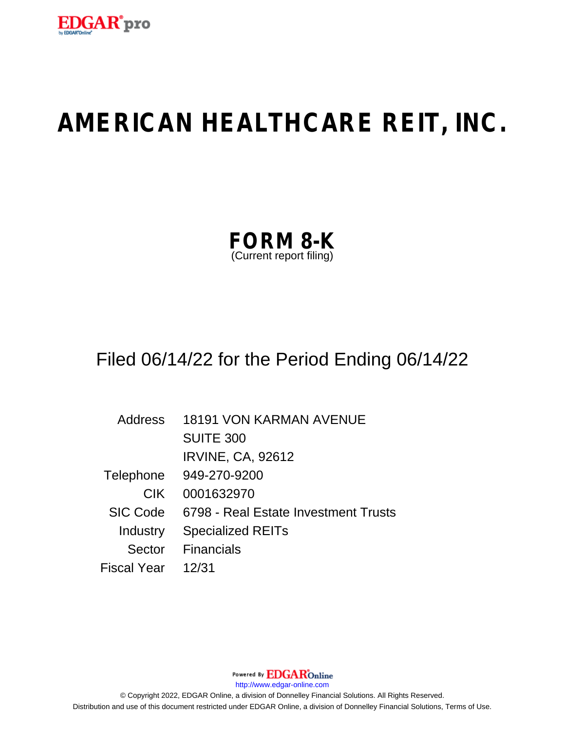# AMERICAN HEALTHCARE REIT, INC.

## FORM 8-K
(Current report filing)

Filed 06/14/22 for the Period Ending 06/14/22

| | |
|---|---|
| Address | 18191 VON KARMAN AVENUE<br>SUITE 300<br>IRVINE, CA, 92612 |
| Telephone | 949-270-9200 |
| CIK | 0001632970 |
| SIC Code | 6798 - Real Estate Investment Trusts |
| Industry | Specialized REITs |
| Sector | Financials |
| Fiscal Year | 12/31 |

Powered By EDGAR Online

http://www.edgar-online.com

© Copyright 2022, EDGAR Online, a division of Donnelley Financial Solutions. All Rights Reserved.
Distribution and use of this document restricted under EDGAR Online, a division of Donnelley Financial Solutions, Terms of Use.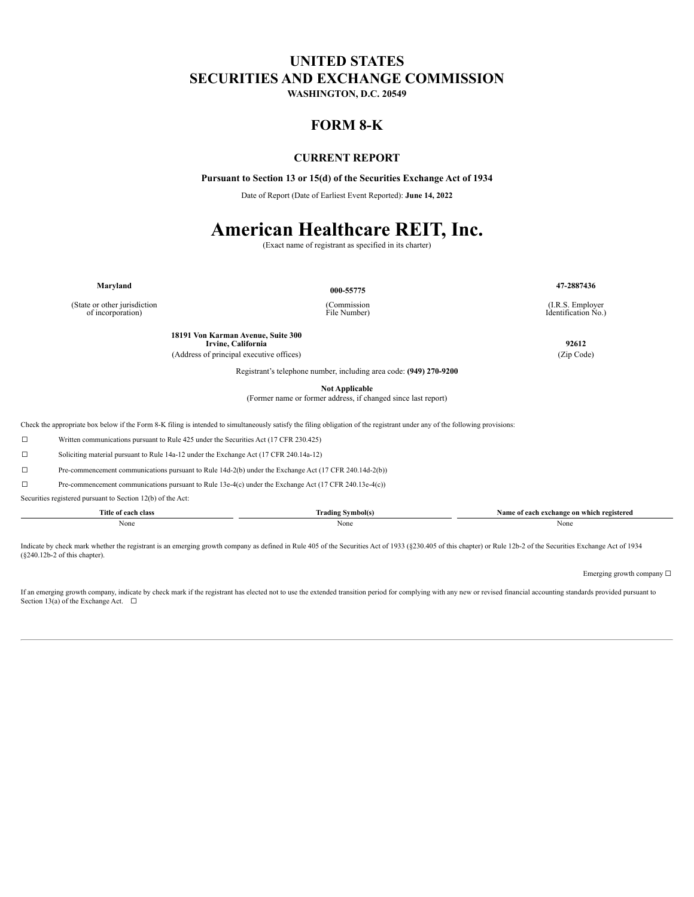# UNITED STATES
# SECURITIES AND EXCHANGE COMMISSION

**WASHINGTON, D.C. 20549**

## FORM 8-K

### CURRENT REPORT

**Pursuant to Section 13 or 15(d) of the Securities Exchange Act of 1934**

Date of Report (Date of Earliest Event Reported): **June 14, 2022**

# American Healthcare REIT, Inc.

(Exact name of registrant as specified in its charter)

| **Maryland** | **000-55775** | **47-2887436** |
|---|---|---|
| (State or other jurisdiction of incorporation) | (Commission File Number) | (I.R.S. Employer Identification No.) |

| **18191 Von Karman Avenue, Suite 300 Irvine, California** | **92612** |
|---|---|
| (Address of principal executive offices) | (Zip Code) |

Registrant's telephone number, including area code: **(949) 270-9200**

**Not Applicable**
(Former name or former address, if changed since last report)

Check the appropriate box below if the Form 8-K filing is intended to simultaneously satisfy the filing obligation of the registrant under any of the following provisions:

☐ Written communications pursuant to Rule 425 under the Securities Act (17 CFR 230.425)

☐ Soliciting material pursuant to Rule 14a-12 under the Exchange Act (17 CFR 240.14a-12)

☐ Pre-commencement communications pursuant to Rule 14d-2(b) under the Exchange Act (17 CFR 240.14d-2(b))

☐ Pre-commencement communications pursuant to Rule 13e-4(c) under the Exchange Act (17 CFR 240.13e-4(c))

Securities registered pursuant to Section 12(b) of the Act:

| Title of each class | Trading Symbol(s) | Name of each exchange on which registered |
|---|---|---|
| None | None | None |

Indicate by check mark whether the registrant is an emerging growth company as defined in Rule 405 of the Securities Act of 1933 (§230.405 of this chapter) or Rule 12b-2 of the Securities Exchange Act of 1934 (§240.12b-2 of this chapter).

Emerging growth company ☐

If an emerging growth company, indicate by check mark if the registrant has elected not to use the extended transition period for complying with any new or revised financial accounting standards provided pursuant to Section 13(a) of the Exchange Act. ☐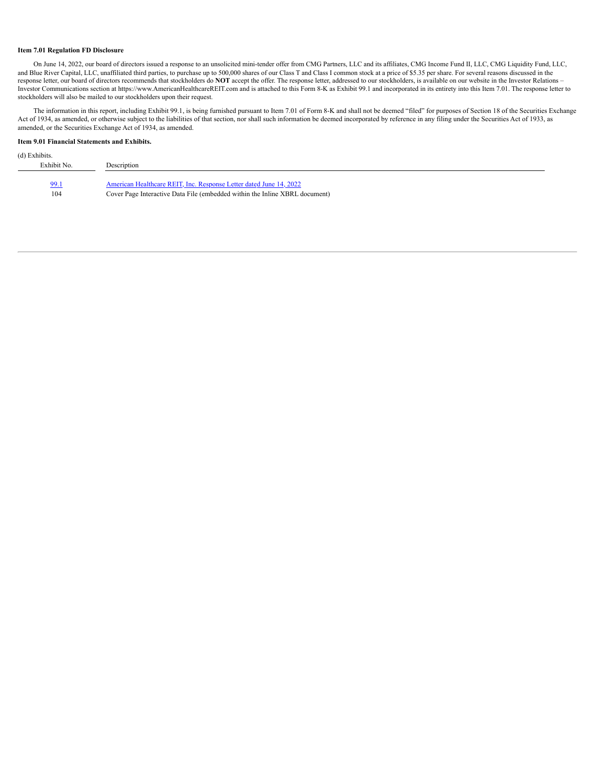**Item 7.01 Regulation FD Disclosure**

On June 14, 2022, our board of directors issued a response to an unsolicited mini-tender offer from CMG Partners, LLC and its affiliates, CMG Income Fund II, LLC, CMG Liquidity Fund, LLC, and Blue River Capital, LLC, unaffiliated third parties, to purchase up to 500,000 shares of our Class T and Class I common stock at a price of $5.35 per share. For several reasons discussed in the response letter, our board of directors recommends that stockholders do **NOT** accept the offer. The response letter, addressed to our stockholders, is available on our website in the Investor Relations – Investor Communications section at https://www.AmericanHealthcareREIT.com and is attached to this Form 8-K as Exhibit 99.1 and incorporated in its entirety into this Item 7.01. The response letter to stockholders will also be mailed to our stockholders upon their request.

The information in this report, including Exhibit 99.1, is being furnished pursuant to Item 7.01 of Form 8-K and shall not be deemed "filed" for purposes of Section 18 of the Securities Exchange Act of 1934, as amended, or otherwise subject to the liabilities of that section, nor shall such information be deemed incorporated by reference in any filing under the Securities Act of 1933, as amended, or the Securities Exchange Act of 1934, as amended.

**Item 9.01 Financial Statements and Exhibits.**

(d) Exhibits.

| Exhibit No. | Description |
|---|---|
| 99.1 | American Healthcare REIT, Inc. Response Letter dated June 14, 2022 |
| 104 | Cover Page Interactive Data File (embedded within the Inline XBRL document) |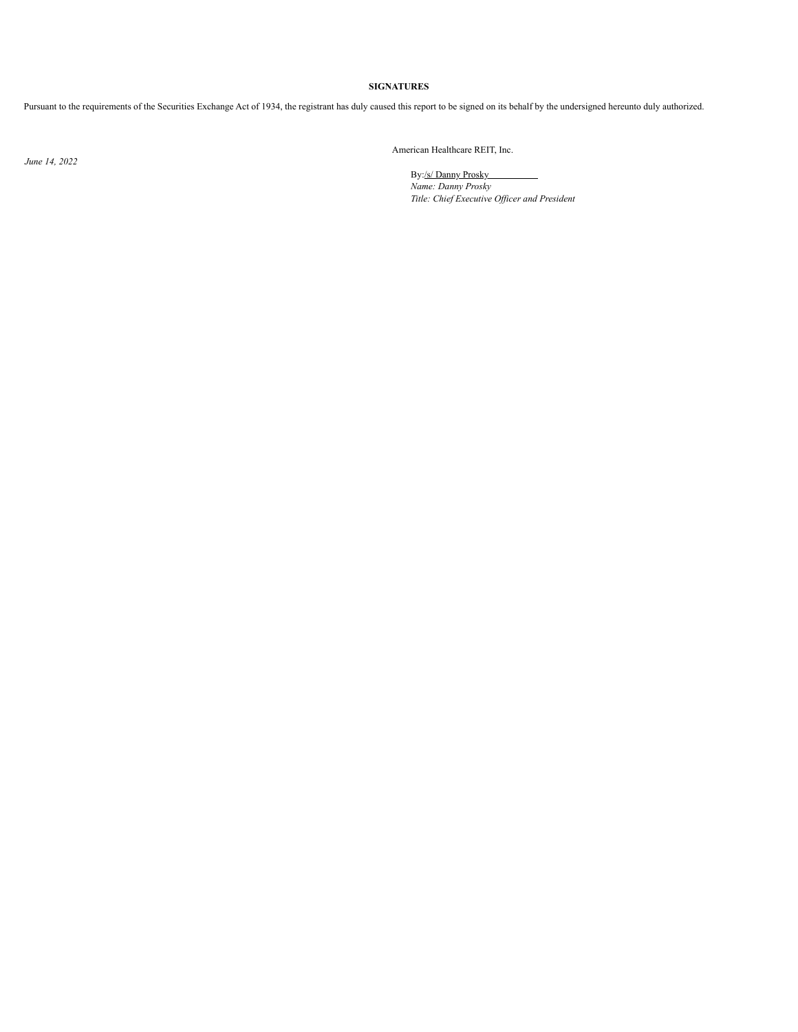**SIGNATURES**

Pursuant to the requirements of the Securities Exchange Act of 1934, the registrant has duly caused this report to be signed on its behalf by the undersigned hereunto duly authorized.

*June 14, 2022*

American Healthcare REIT, Inc.

By: /s/ Danny Prosky
*Name: Danny Prosky*
*Title: Chief Executive Officer and President*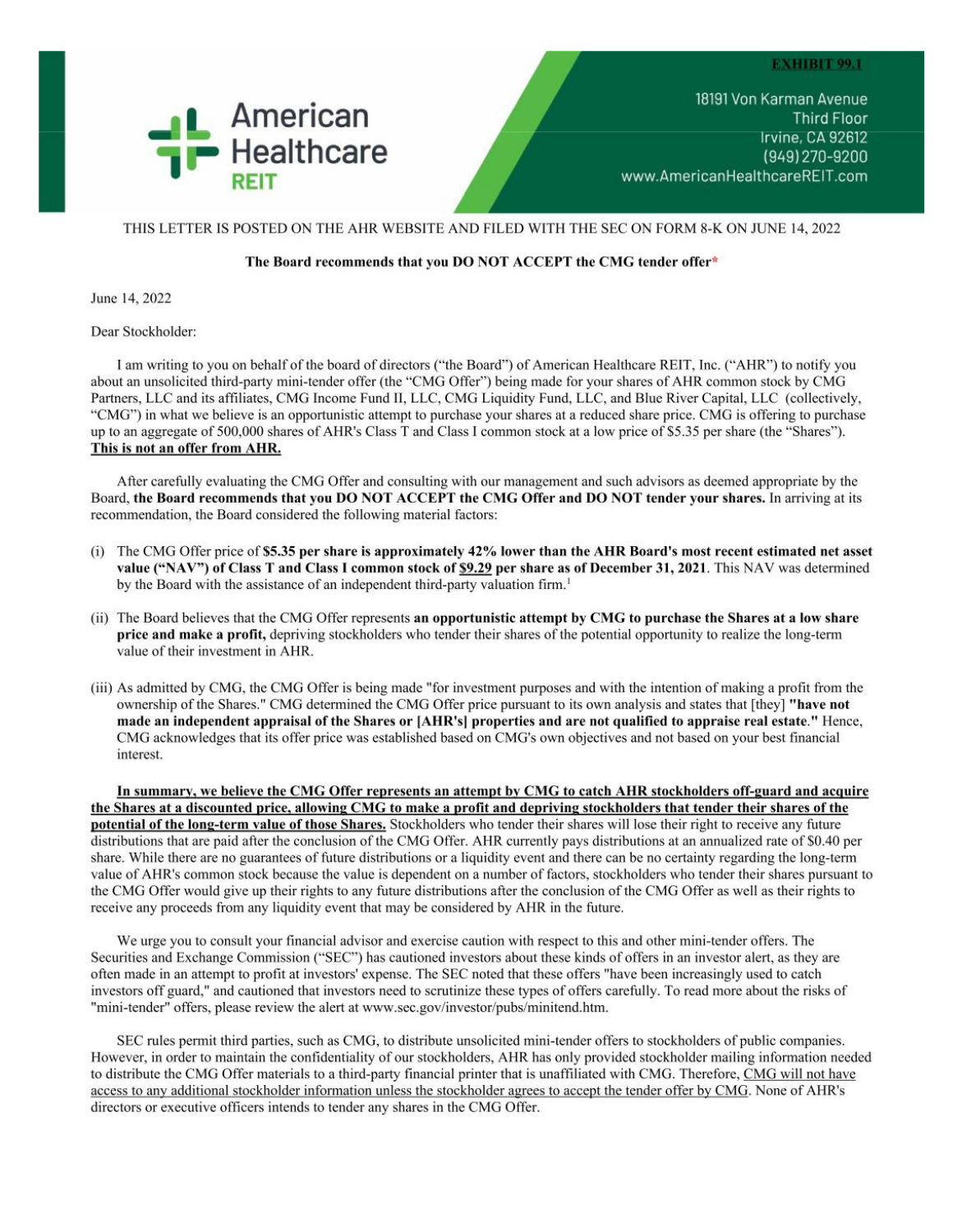EXHIBIT 99.1

American Healthcare REIT

18191 Von Karman Avenue
Third Floor
Irvine, CA 92612
(949) 270-9200
www.AmericanHealthcareREIT.com

THIS LETTER IS POSTED ON THE AHR WEBSITE AND FILED WITH THE SEC ON FORM 8-K ON JUNE 14, 2022

**The Board recommends that you DO NOT ACCEPT the CMG tender offer***

June 14, 2022

Dear Stockholder:

I am writing to you on behalf of the board of directors ("the Board") of American Healthcare REIT, Inc. ("AHR") to notify you about an unsolicited third-party mini-tender offer (the "CMG Offer") being made for your shares of AHR common stock by CMG Partners, LLC and its affiliates, CMG Income Fund II, LLC, CMG Liquidity Fund, LLC, and Blue River Capital, LLC (collectively, "CMG") in what we believe is an opportunistic attempt to purchase your shares at a reduced share price. CMG is offering to purchase up to an aggregate of 500,000 shares of AHR's Class T and Class I common stock at a low price of $5.35 per share (the "Shares"). **This is not an offer from AHR.**

After carefully evaluating the CMG Offer and consulting with our management and such advisors as deemed appropriate by the Board, **the Board recommends that you DO NOT ACCEPT the CMG Offer and DO NOT tender your shares.** In arriving at its recommendation, the Board considered the following material factors:

(i) The CMG Offer price of **$5.35 per share is approximately 42% lower than the AHR Board's most recent estimated net asset value ("NAV") of Class T and Class I common stock of $9.29 per share as of December 31, 2021**. This NAV was determined by the Board with the assistance of an independent third-party valuation firm.[1]

(ii) The Board believes that the CMG Offer represents **an opportunistic attempt by CMG to purchase the Shares at a low share price and make a profit,** depriving stockholders who tender their shares of the potential opportunity to realize the long-term value of their investment in AHR.

(iii) As admitted by CMG, the CMG Offer is being made "for investment purposes and with the intention of making a profit from the ownership of the Shares." CMG determined the CMG Offer price pursuant to its own analysis and states that [they] **"have not made an independent appraisal of the Shares or [AHR's] properties and are not qualified to appraise real estate."** Hence, CMG acknowledges that its offer price was established based on CMG's own objectives and not based on your best financial interest.

**In summary, we believe the CMG Offer represents an attempt by CMG to catch AHR stockholders off-guard and acquire the Shares at a discounted price, allowing CMG to make a profit and depriving stockholders that tender their shares of the potential of the long-term value of those Shares.** Stockholders who tender their shares will lose their right to receive any future distributions that are paid after the conclusion of the CMG Offer. AHR currently pays distributions at an annualized rate of $0.40 per share. While there are no guarantees of future distributions or a liquidity event and there can be no certainty regarding the long-term value of AHR's common stock because the value is dependent on a number of factors, stockholders who tender their shares pursuant to the CMG Offer would give up their rights to any future distributions after the conclusion of the CMG Offer as well as their rights to receive any proceeds from any liquidity event that may be considered by AHR in the future.

We urge you to consult your financial advisor and exercise caution with respect to this and other mini-tender offers. The Securities and Exchange Commission ("SEC") has cautioned investors about these kinds of offers in an investor alert, as they are often made in an attempt to profit at investors' expense. The SEC noted that these offers "have been increasingly used to catch investors off guard," and cautioned that investors need to scrutinize these types of offers carefully. To read more about the risks of "mini-tender" offers, please review the alert at www.sec.gov/investor/pubs/minitend.htm.

SEC rules permit third parties, such as CMG, to distribute unsolicited mini-tender offers to stockholders of public companies. However, in order to maintain the confidentiality of our stockholders, AHR has only provided stockholder mailing information needed to distribute the CMG Offer materials to a third-party financial printer that is unaffiliated with CMG. Therefore, CMG will not have access to any additional stockholder information unless the stockholder agrees to accept the tender offer by CMG. None of AHR's directors or executive officers intends to tender any shares in the CMG Offer.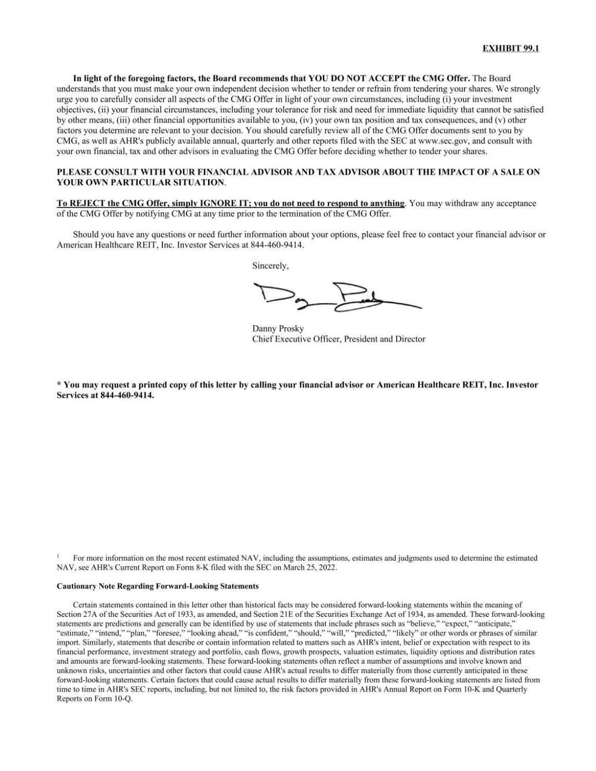**EXHIBIT 99.1**

**In light of the foregoing factors, the Board recommends that YOU DO NOT ACCEPT the CMG Offer.** The Board understands that you must make your own independent decision whether to tender or refrain from tendering your shares. We strongly urge you to carefully consider all aspects of the CMG Offer in light of your own circumstances, including (i) your investment objectives, (ii) your financial circumstances, including your tolerance for risk and need for immediate liquidity that cannot be satisfied by other means, (iii) other financial opportunities available to you, (iv) your own tax position and tax consequences, and (v) other factors you determine are relevant to your decision. You should carefully review all of the CMG Offer documents sent to you by CMG, as well as AHR's publicly available annual, quarterly and other reports filed with the SEC at www.sec.gov, and consult with your own financial, tax and other advisors in evaluating the CMG Offer before deciding whether to tender your shares.

**PLEASE CONSULT WITH YOUR FINANCIAL ADVISOR AND TAX ADVISOR ABOUT THE IMPACT OF A SALE ON YOUR OWN PARTICULAR SITUATION**.

**To REJECT the CMG Offer, simply IGNORE IT; you do not need to respond to anything**. You may withdraw any acceptance of the CMG Offer by notifying CMG at any time prior to the termination of the CMG Offer.

Should you have any questions or need further information about your options, please feel free to contact your financial advisor or American Healthcare REIT, Inc. Investor Services at 844-460-9414.

Sincerely,

Danny Prosky
Chief Executive Officer, President and Director

**\* You may request a printed copy of this letter by calling your financial advisor or American Healthcare REIT, Inc. Investor Services at 844-460-9414.**

[1] For more information on the most recent estimated NAV, including the assumptions, estimates and judgments used to determine the estimated NAV, see AHR's Current Report on Form 8-K filed with the SEC on March 25, 2022.

**Cautionary Note Regarding Forward-Looking Statements**

Certain statements contained in this letter other than historical facts may be considered forward-looking statements within the meaning of Section 27A of the Securities Act of 1933, as amended, and Section 21E of the Securities Exchange Act of 1934, as amended. These forward-looking statements are predictions and generally can be identified by use of statements that include phrases such as "believe," "expect," "anticipate," "estimate," "intend," "plan," "foresee," "looking ahead," "is confident," "should," "will," "predicted," "likely" or other words or phrases of similar import. Similarly, statements that describe or contain information related to matters such as AHR's intent, belief or expectation with respect to its financial performance, investment strategy and portfolio, cash flows, growth prospects, valuation estimates, liquidity options and distribution rates and amounts are forward-looking statements. These forward-looking statements often reflect a number of assumptions and involve known and unknown risks, uncertainties and other factors that could cause AHR's actual results to differ materially from those currently anticipated in these forward-looking statements. Certain factors that could cause actual results to differ materially from these forward-looking statements are listed from time to time in AHR's SEC reports, including, but not limited to, the risk factors provided in AHR's Annual Report on Form 10-K and Quarterly Reports on Form 10-Q.